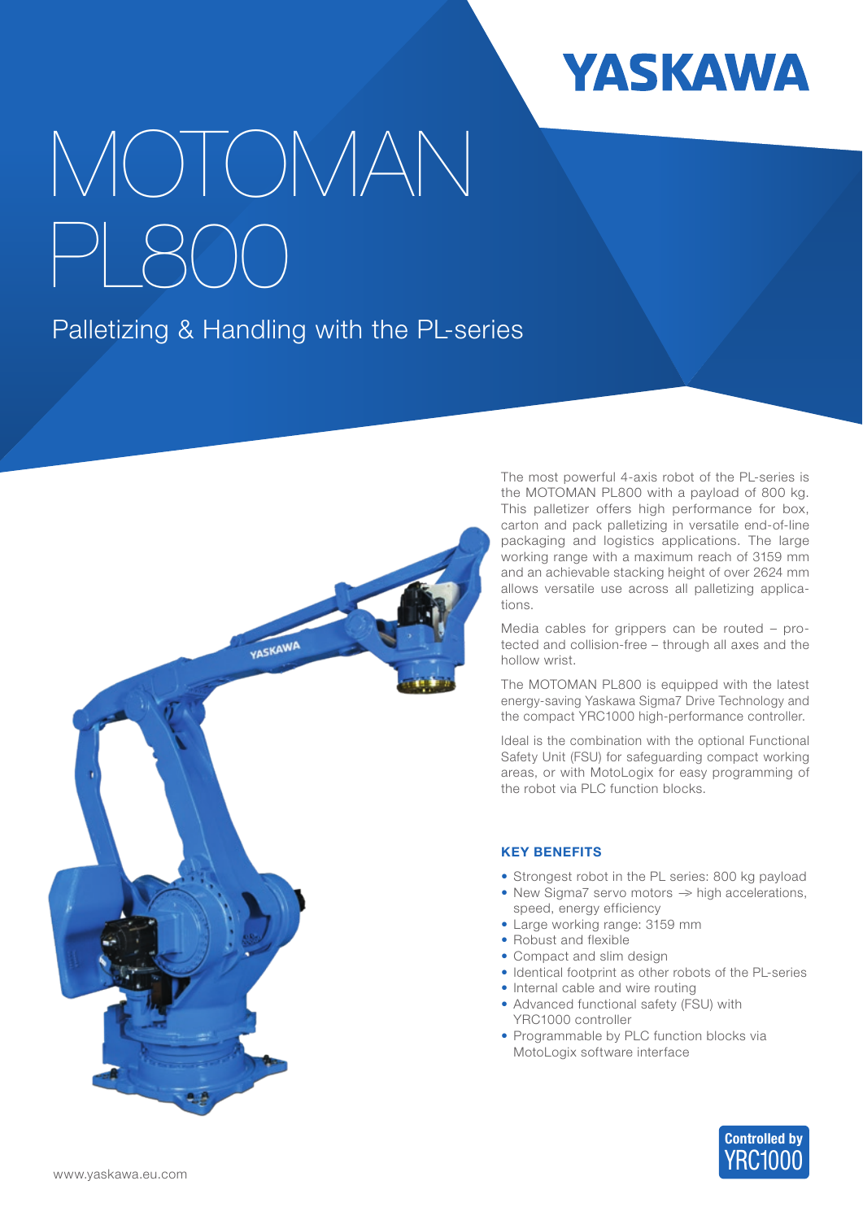YASKAWA

# MOTOMAN PL800

## Palletizing & Handling with the PL-series

The most powerful 4-axis robot of the PL-series is the MOTOMAN PL800 with a payload of 800 kg. This palletizer offers high performance for box, carton and pack palletizing in versatile end-of-line packaging and logistics applications. The large working range with a maximum reach of 3159 mm and an achievable stacking height of over 2624 mm allows versatile use across all palletizing applications.

Media cables for grippers can be routed – protected and collision-free – through all axes and the hollow wrist.

The MOTOMAN PL800 is equipped with the latest energy-saving Yaskawa Sigma7 Drive Technology and the compact YRC1000 high-performance controller.

Ideal is the combination with the optional Functional Safety Unit (FSU) for safeguarding compact working areas, or with MotoLogix for easy programming of the robot via PLC function blocks.

### KEY BENEFITS

- Strongest robot in the PL series: 800 kg payload
- New Sigma7 servo motors → high accelerations, speed, energy efficiency
- Large working range: 3159 mm
- Robust and flexible
- Compact and slim design
- Identical footprint as other robots of the PL-series
- Internal cable and wire routing
- Advanced functional safety (FSU) with YRC1000 controller
- Programmable by PLC function blocks via MotoLogix software interface

Controlled by YRC1000

www.yaskawa.eu.com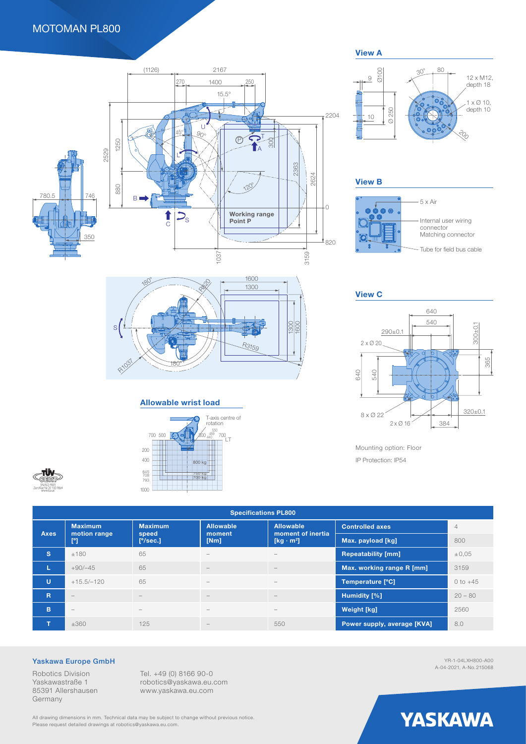# MOTOMAN PL800

(1126) 2167
270 1400 250
15.5°
2204
45° 90°
U
P
T
300
A
2529 1250
L
2363 2624
120°
880
780.5 746
B
0
C S
Working range Point P
350
820
1037 3159

180° R820 1600 1300
S
1300 1600
R3159
R1037 180°

## View A

9 Ø100
10 Ø 250
30° 80
12 x M12, depth 18
1 x Ø 10, depth 10
200

## View B

5 x Air
Internal user wiring connector
Matching connector
Tube for field bus cable

## View C

640
540
290±0.1
300±0.1
2 x Ø 20
365
640 540
8 x Ø 22
2 x Ø 16
384
320±0.1

Mounting option: Floor

IP Protection: IP54

## Allowable wrist load

T-axis centre of rotation
700 500 300 440 489 550 700
LT
200
400
800 kg
645 708 793
750 kg 700 kg
1000

| Specifications PL800 | | | | | | |
|---|---|---|---|---|---|---|
| Axes | Maximum motion range [°] | Maximum speed [°/sec.] | Allowable moment [Nm] | Allowable moment of inertia [kg · m²] | Controlled axes | 4 |
| | | | | | Max. payload [kg] | 800 |
| S | ±180 | 65 | – | – | Repeatability [mm] | ±0,05 |
| L | +90/–45 | 65 | – | – | Max. working range R [mm] | 3159 |
| U | +15.5/–120 | 65 | – | – | Temperature [°C] | 0 to +45 |
| R | – | – | – | – | Humidity [%] | 20 – 80 |
| B | – | – | – | – | Weight [kg] | 2560 |
| T | ±360 | 125 | – | 550 | Power supply, average [KVA] | 8.0 |

**Yaskawa Europe GmbH**

Robotics Division
Yaskawastraße 1
85391 Allershausen
Germany

Tel. +49 (0) 8166 90-0
robotics@yaskawa.eu.com
www.yaskawa.eu.com

YR-1-04LXH800-A00
A-04-2021, A-No. 215068

All drawing dimensions in mm. Technical data may be subject to change without previous notice.
Please request detailed drawings at robotics@yaskawa.eu.com.

YASKAWA